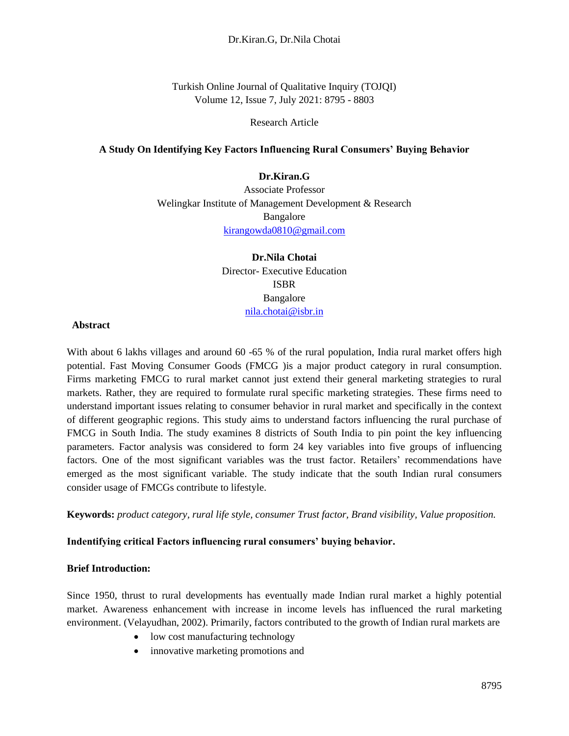# A Study On Identifying Key Factors Influencing Rural Consumers' Buying Behavior

**Dr.Kiran.G**
Associate Professor
Welingkar Institute of Management Development & Research
Bangalore
kirangowda0810@gmail.com

**Dr.Nila Chotai**
Director- Executive Education
ISBR
Bangalore
nila.chotai@isbr.in

## Abstract

With about 6 lakhs villages and around 60 -65 % of the rural population, India rural market offers high potential. Fast Moving Consumer Goods (FMCG )is a major product category in rural consumption. Firms marketing FMCG to rural market cannot just extend their general marketing strategies to rural markets. Rather, they are required to formulate rural specific marketing strategies. These firms need to understand important issues relating to consumer behavior in rural market and specifically in the context of different geographic regions. This study aims to understand factors influencing the rural purchase of FMCG in South India. The study examines 8 districts of South India to pin point the key influencing parameters. Factor analysis was considered to form 24 key variables into five groups of influencing factors. One of the most significant variables was the trust factor. Retailers' recommendations have emerged as the most significant variable. The study indicate that the south Indian rural consumers consider usage of FMCGs contribute to lifestyle.

**Keywords:** *product category, rural life style, consumer Trust factor, Brand visibility, Value proposition.*

**Indentifying critical Factors influencing rural consumers' buying behavior.**

**Brief Introduction:**

Since 1950, thrust to rural developments has eventually made Indian rural market a highly potential market. Awareness enhancement with increase in income levels has influenced the rural marketing environment. (Velayudhan, 2002). Primarily, factors contributed to the growth of Indian rural markets are

- low cost manufacturing technology
- innovative marketing promotions and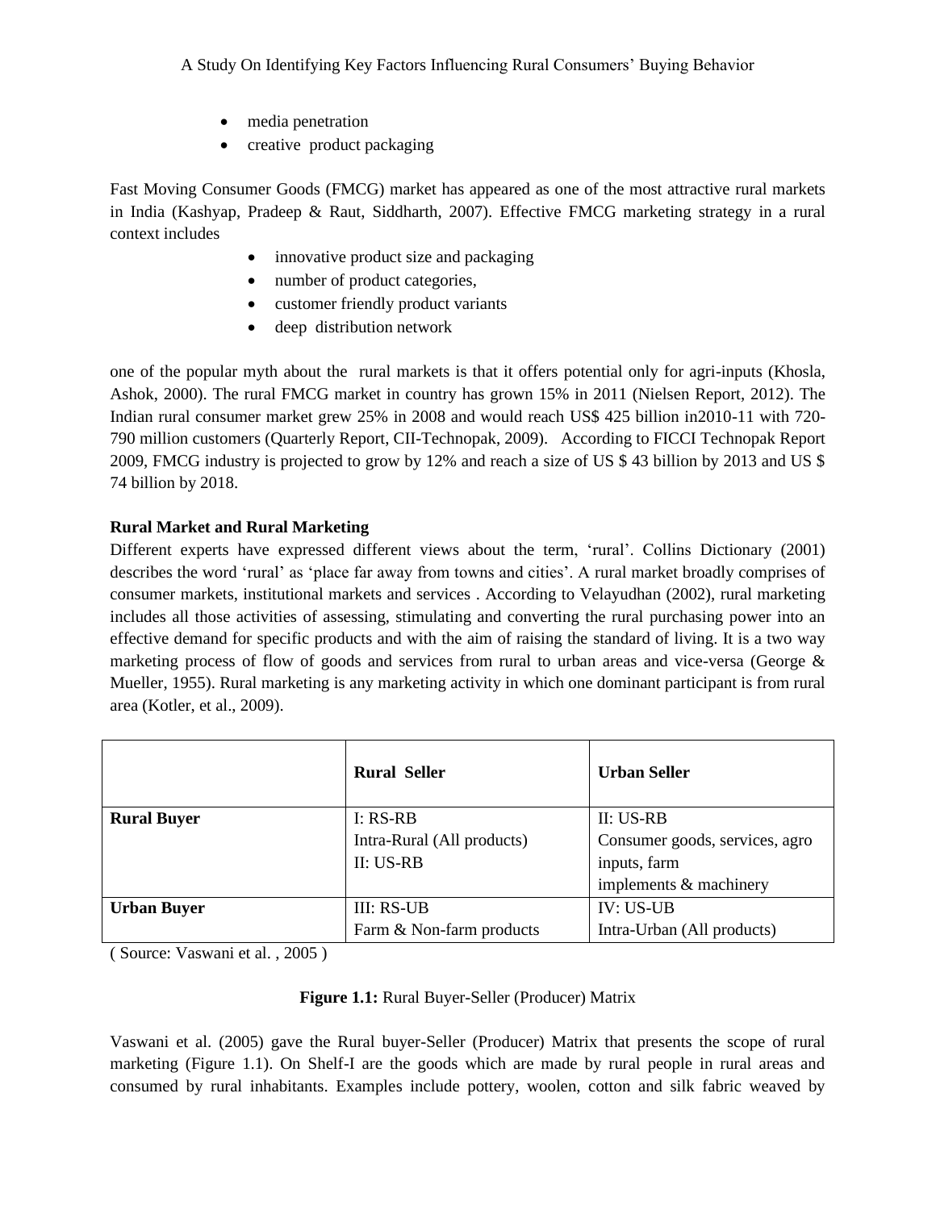- media penetration
- creative product packaging

Fast Moving Consumer Goods (FMCG) market has appeared as one of the most attractive rural markets in India (Kashyap, Pradeep & Raut, Siddharth, 2007). Effective FMCG marketing strategy in a rural context includes

- innovative product size and packaging
- number of product categories,
- customer friendly product variants
- deep distribution network

one of the popular myth about the rural markets is that it offers potential only for agri-inputs (Khosla, Ashok, 2000). The rural FMCG market in country has grown 15% in 2011 (Nielsen Report, 2012). The Indian rural consumer market grew 25% in 2008 and would reach US$ 425 billion in2010-11 with 720-790 million customers (Quarterly Report, CII-Technopak, 2009). According to FICCI Technopak Report 2009, FMCG industry is projected to grow by 12% and reach a size of US $ 43 billion by 2013 and US $ 74 billion by 2018.

**Rural Market and Rural Marketing**

Different experts have expressed different views about the term, 'rural'. Collins Dictionary (2001) describes the word 'rural' as 'place far away from towns and cities'. A rural market broadly comprises of consumer markets, institutional markets and services . According to Velayudhan (2002), rural marketing includes all those activities of assessing, stimulating and converting the rural purchasing power into an effective demand for specific products and with the aim of raising the standard of living. It is a two way marketing process of flow of goods and services from rural to urban areas and vice-versa (George & Mueller, 1955). Rural marketing is any marketing activity in which one dominant participant is from rural area (Kotler, et al., 2009).

| | **Rural Seller** | **Urban Seller** |
|---|---|---|
| **Rural Buyer** | I: RS-RB<br>Intra-Rural (All products)<br>II: US-RB | II: US-RB<br>Consumer goods, services, agro inputs, farm implements & machinery |
| **Urban Buyer** | III: RS-UB<br>Farm & Non-farm products | IV: US-UB<br>Intra-Urban (All products) |

( Source: Vaswani et al. , 2005 )

**Figure 1.1:** Rural Buyer-Seller (Producer) Matrix

Vaswani et al. (2005) gave the Rural buyer-Seller (Producer) Matrix that presents the scope of rural marketing (Figure 1.1). On Shelf-I are the goods which are made by rural people in rural areas and consumed by rural inhabitants. Examples include pottery, woolen, cotton and silk fabric weaved by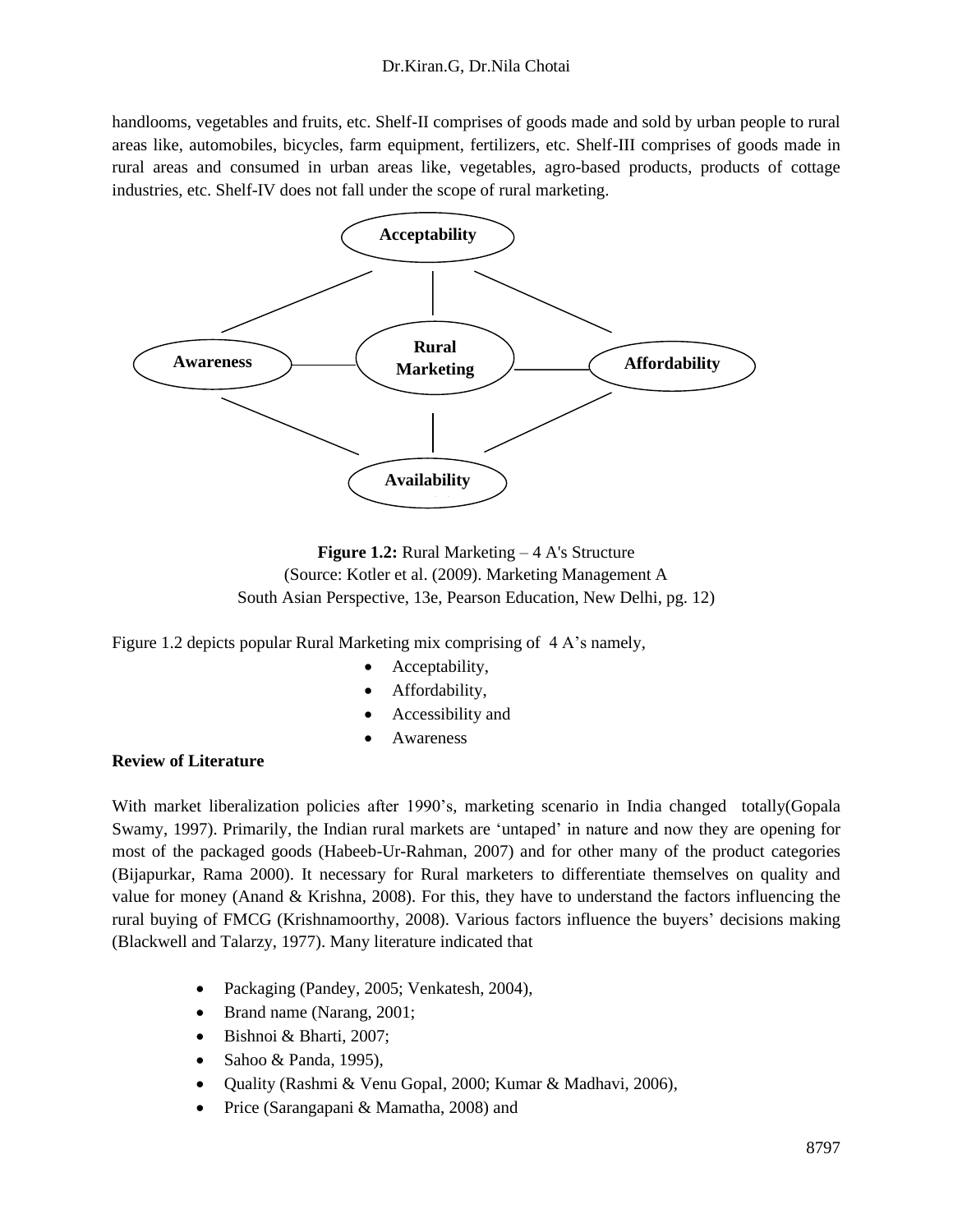handlooms, vegetables and fruits, etc. Shelf-II comprises of goods made and sold by urban people to rural areas like, automobiles, bicycles, farm equipment, fertilizers, etc. Shelf-III comprises of goods made in rural areas and consumed in urban areas like, vegetables, agro-based products, products of cottage industries, etc. Shelf-IV does not fall under the scope of rural marketing.

**Acceptability**

**Awareness** — **Rural Marketing** — **Affordability**

**Availability**

**Figure 1.2:** Rural Marketing – 4 A's Structure
(Source: Kotler et al. (2009). Marketing Management A South Asian Perspective, 13e, Pearson Education, New Delhi, pg. 12)

Figure 1.2 depicts popular Rural Marketing mix comprising of 4 A's namely,

- Acceptability,
- Affordability,
- Accessibility and
- Awareness

**Review of Literature**

With market liberalization policies after 1990's, marketing scenario in India changed totally(Gopala Swamy, 1997). Primarily, the Indian rural markets are 'untaped' in nature and now they are opening for most of the packaged goods (Habeeb-Ur-Rahman, 2007) and for other many of the product categories (Bijapurkar, Rama 2000). It necessary for Rural marketers to differentiate themselves on quality and value for money (Anand & Krishna, 2008). For this, they have to understand the factors influencing the rural buying of FMCG (Krishnamoorthy, 2008). Various factors influence the buyers' decisions making (Blackwell and Talarzy, 1977). Many literature indicated that

- Packaging (Pandey, 2005; Venkatesh, 2004),
- Brand name (Narang, 2001;
- Bishnoi & Bharti, 2007;
- Sahoo & Panda, 1995),
- Quality (Rashmi & Venu Gopal, 2000; Kumar & Madhavi, 2006),
- Price (Sarangapani & Mamatha, 2008) and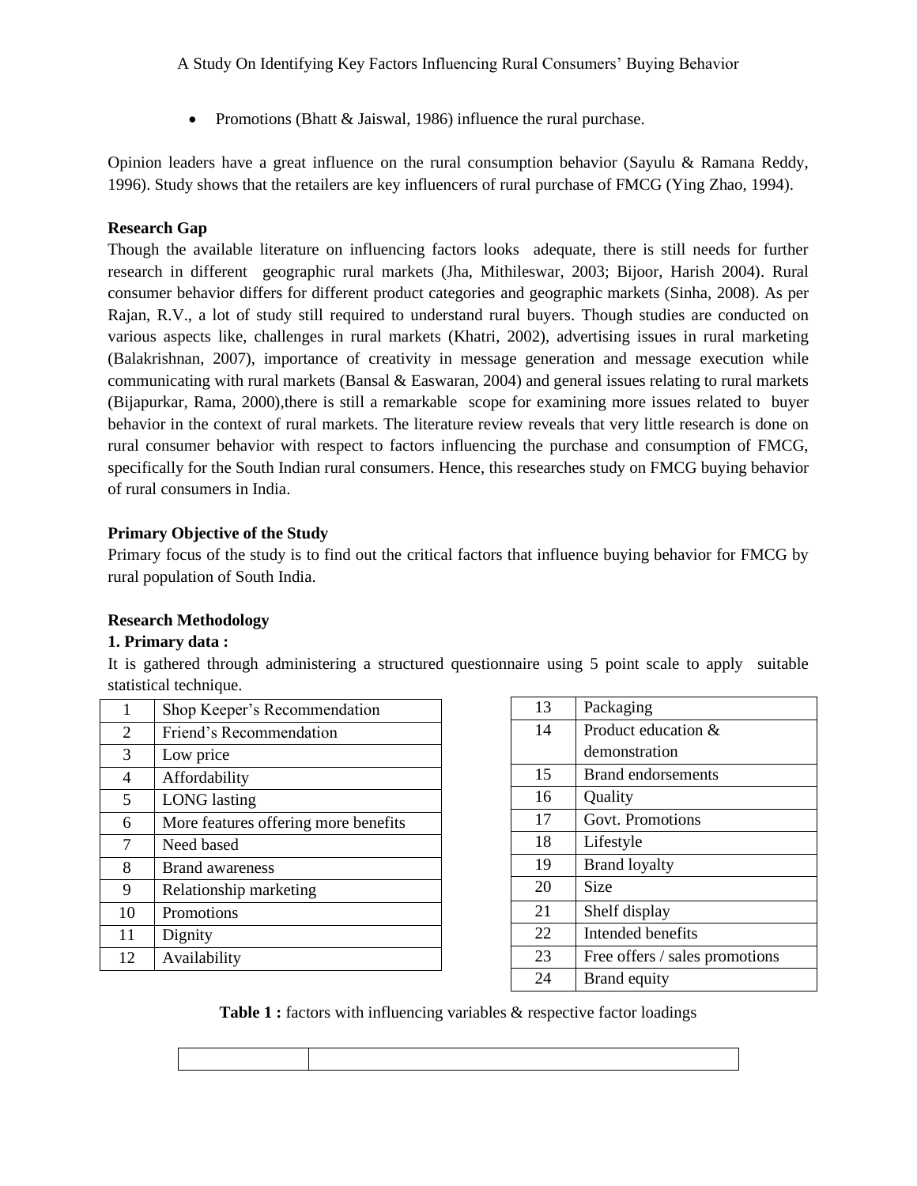- Promotions (Bhatt & Jaiswal, 1986) influence the rural purchase.

Opinion leaders have a great influence on the rural consumption behavior (Sayulu & Ramana Reddy, 1996). Study shows that the retailers are key influencers of rural purchase of FMCG (Ying Zhao, 1994).

**Research Gap**

Though the available literature on influencing factors looks adequate, there is still needs for further research in different geographic rural markets (Jha, Mithileswar, 2003; Bijoor, Harish 2004). Rural consumer behavior differs for different product categories and geographic markets (Sinha, 2008). As per Rajan, R.V., a lot of study still required to understand rural buyers. Though studies are conducted on various aspects like, challenges in rural markets (Khatri, 2002), advertising issues in rural marketing (Balakrishnan, 2007), importance of creativity in message generation and message execution while communicating with rural markets (Bansal & Easwaran, 2004) and general issues relating to rural markets (Bijapurkar, Rama, 2000),there is still a remarkable scope for examining more issues related to buyer behavior in the context of rural markets. The literature review reveals that very little research is done on rural consumer behavior with respect to factors influencing the purchase and consumption of FMCG, specifically for the South Indian rural consumers. Hence, this researches study on FMCG buying behavior of rural consumers in India.

**Primary Objective of the Study**

Primary focus of the study is to find out the critical factors that influence buying behavior for FMCG by rural population of South India.

**Research Methodology**

**1. Primary data :**

It is gathered through administering a structured questionnaire using 5 point scale to apply suitable statistical technique.

| | |
|---|---|
| 1 | Shop Keeper's Recommendation |
| 2 | Friend's Recommendation |
| 3 | Low price |
| 4 | Affordability |
| 5 | LONG lasting |
| 6 | More features offering more benefits |
| 7 | Need based |
| 8 | Brand awareness |
| 9 | Relationship marketing |
| 10 | Promotions |
| 11 | Dignity |
| 12 | Availability |

| | |
|---|---|
| 13 | Packaging |
| 14 | Product education & demonstration |
| 15 | Brand endorsements |
| 16 | Quality |
| 17 | Govt. Promotions |
| 18 | Lifestyle |
| 19 | Brand loyalty |
| 20 | Size |
| 21 | Shelf display |
| 22 | Intended benefits |
| 23 | Free offers / sales promotions |
| 24 | Brand equity |

**Table 1 :** factors with influencing variables & respective factor loadings

| | |
|---|---|
| | |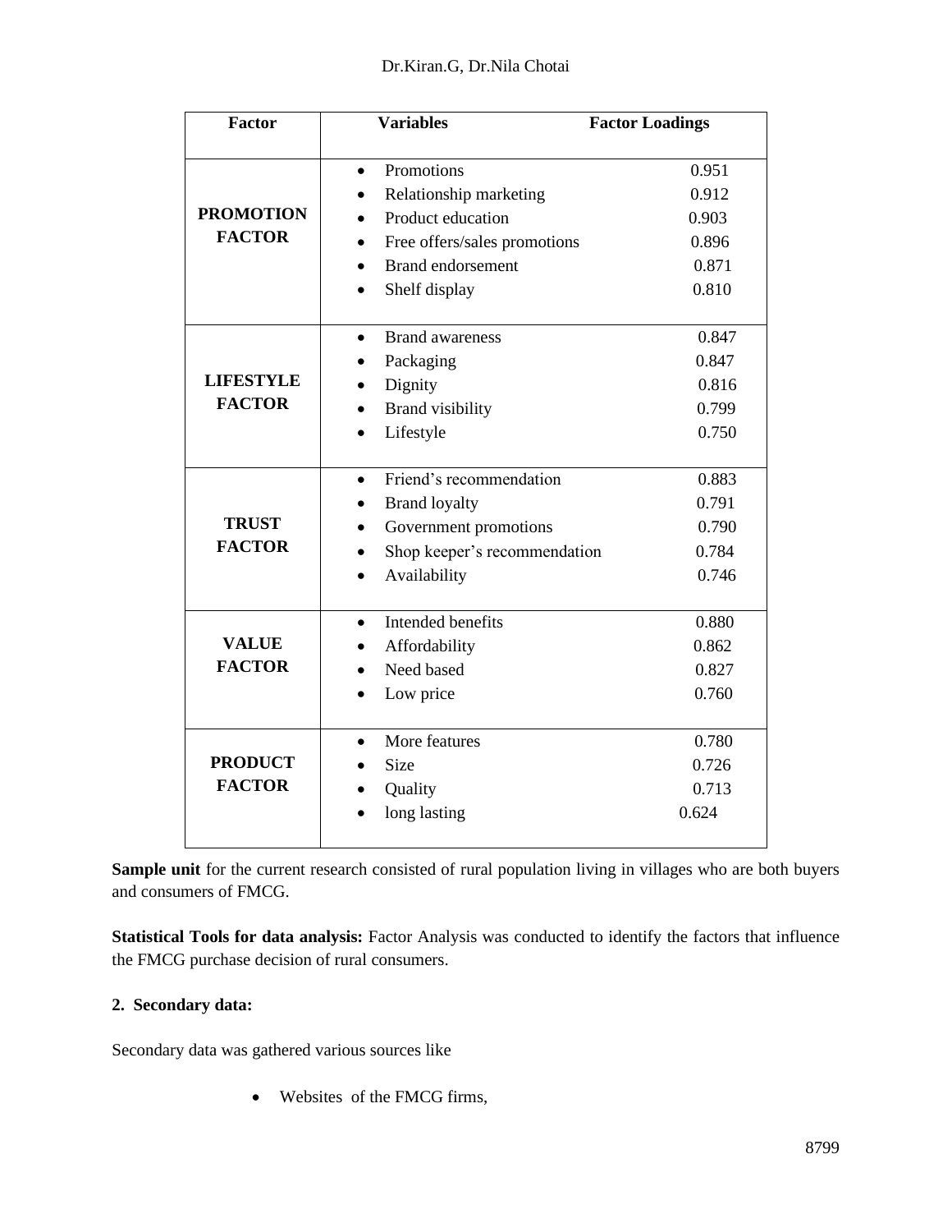| Factor | Variables | Factor Loadings |
|---|---|---|
| **PROMOTION FACTOR** | Promotions | 0.951 |
| | Relationship marketing | 0.912 |
| | Product education | 0.903 |
| | Free offers/sales promotions | 0.896 |
| | Brand endorsement | 0.871 |
| | Shelf display | 0.810 |
| **LIFESTYLE FACTOR** | Brand awareness | 0.847 |
| | Packaging | 0.847 |
| | Dignity | 0.816 |
| | Brand visibility | 0.799 |
| | Lifestyle | 0.750 |
| **TRUST FACTOR** | Friend's recommendation | 0.883 |
| | Brand loyalty | 0.791 |
| | Government promotions | 0.790 |
| | Shop keeper's recommendation | 0.784 |
| | Availability | 0.746 |
| **VALUE FACTOR** | Intended benefits | 0.880 |
| | Affordability | 0.862 |
| | Need based | 0.827 |
| | Low price | 0.760 |
| **PRODUCT FACTOR** | More features | 0.780 |
| | Size | 0.726 |
| | Quality | 0.713 |
| | long lasting | 0.624 |

**Sample unit** for the current research consisted of rural population living in villages who are both buyers and consumers of FMCG.

**Statistical Tools for data analysis:** Factor Analysis was conducted to identify the factors that influence the FMCG purchase decision of rural consumers.

**2. Secondary data:**

Secondary data was gathered various sources like

- Websites of the FMCG firms,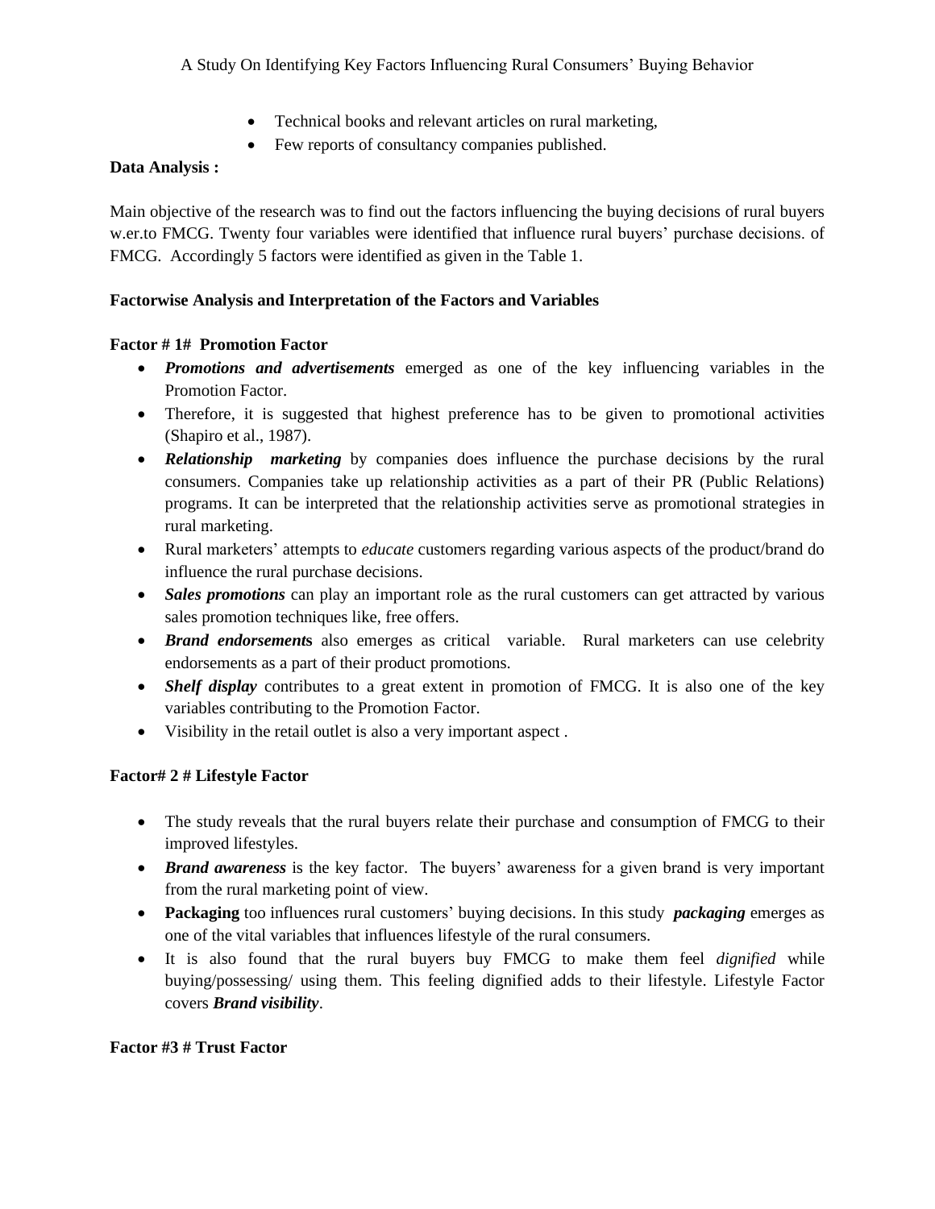- Technical books and relevant articles on rural marketing,
- Few reports of consultancy companies published.

**Data Analysis :**

Main objective of the research was to find out the factors influencing the buying decisions of rural buyers w.er.to FMCG. Twenty four variables were identified that influence rural buyers' purchase decisions. of FMCG. Accordingly 5 factors were identified as given in the Table 1.

**Factorwise Analysis and Interpretation of the Factors and Variables**

**Factor # 1# Promotion Factor**

- ***Promotions and advertisements*** emerged as one of the key influencing variables in the Promotion Factor.
- Therefore, it is suggested that highest preference has to be given to promotional activities (Shapiro et al., 1987).
- ***Relationship marketing*** by companies does influence the purchase decisions by the rural consumers. Companies take up relationship activities as a part of their PR (Public Relations) programs. It can be interpreted that the relationship activities serve as promotional strategies in rural marketing.
- Rural marketers' attempts to *educate* customers regarding various aspects of the product/brand do influence the rural purchase decisions.
- ***Sales promotions*** can play an important role as the rural customers can get attracted by various sales promotion techniques like, free offers.
- ***Brand endorsements*** also emerges as critical variable. Rural marketers can use celebrity endorsements as a part of their product promotions.
- ***Shelf display*** contributes to a great extent in promotion of FMCG. It is also one of the key variables contributing to the Promotion Factor.
- Visibility in the retail outlet is also a very important aspect .

**Factor# 2 # Lifestyle Factor**

- The study reveals that the rural buyers relate their purchase and consumption of FMCG to their improved lifestyles.
- ***Brand awareness*** is the key factor. The buyers' awareness for a given brand is very important from the rural marketing point of view.
- **Packaging** too influences rural customers' buying decisions. In this study ***packaging*** emerges as one of the vital variables that influences lifestyle of the rural consumers.
- It is also found that the rural buyers buy FMCG to make them feel *dignified* while buying/possessing/ using them. This feeling dignified adds to their lifestyle. Lifestyle Factor covers ***Brand visibility***.

**Factor #3 # Trust Factor**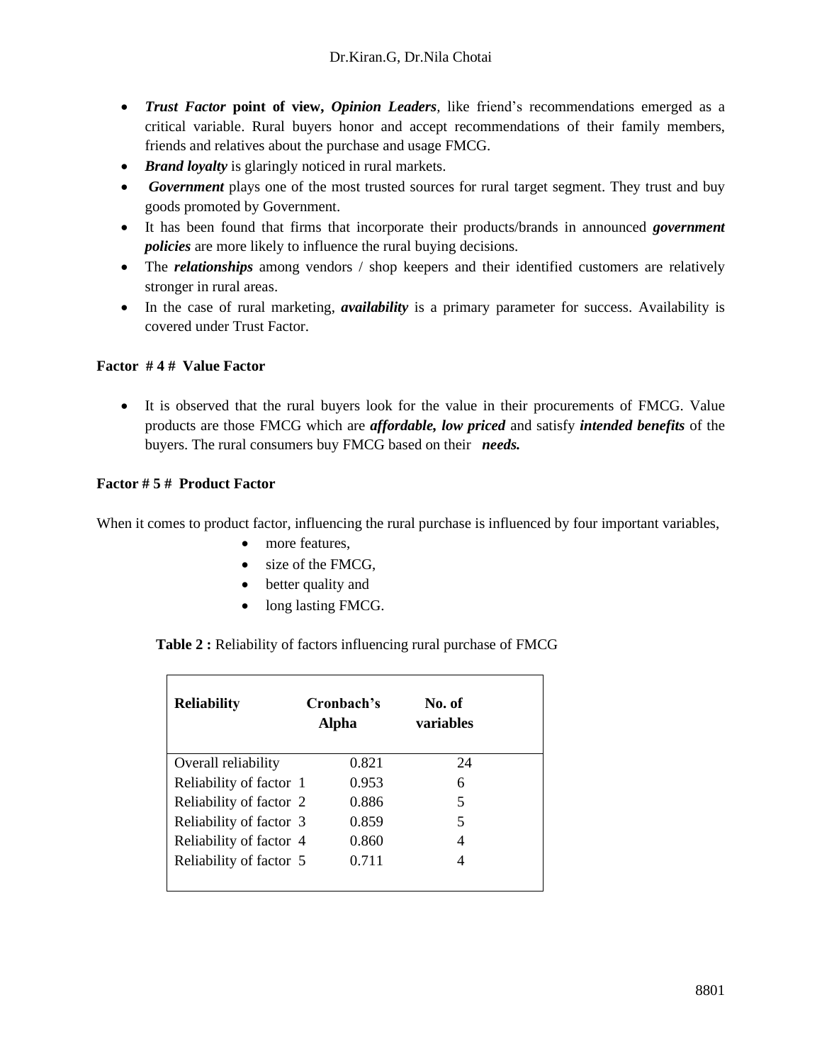- ***Trust Factor* point of view, *Opinion Leaders***, like friend's recommendations emerged as a critical variable. Rural buyers honor and accept recommendations of their family members, friends and relatives about the purchase and usage FMCG.
- ***Brand loyalty*** is glaringly noticed in rural markets.
- ***Government*** plays one of the most trusted sources for rural target segment. They trust and buy goods promoted by Government.
- It has been found that firms that incorporate their products/brands in announced ***government policies*** are more likely to influence the rural buying decisions.
- The ***relationships*** among vendors / shop keepers and their identified customers are relatively stronger in rural areas.
- In the case of rural marketing, ***availability*** is a primary parameter for success. Availability is covered under Trust Factor.

**Factor # 4 # Value Factor**

- It is observed that the rural buyers look for the value in their procurements of FMCG. Value products are those FMCG which are ***affordable, low priced*** and satisfy ***intended benefits*** of the buyers. The rural consumers buy FMCG based on their ***needs.***

**Factor # 5 # Product Factor**

When it comes to product factor, influencing the rural purchase is influenced by four important variables,

- more features,
- size of the FMCG,
- better quality and
- long lasting FMCG.

**Table 2 :** Reliability of factors influencing rural purchase of FMCG

| Reliability | Cronbach's Alpha | No. of variables |
|---|---|---|
| Overall reliability | 0.821 | 24 |
| Reliability of factor 1 | 0.953 | 6 |
| Reliability of factor 2 | 0.886 | 5 |
| Reliability of factor 3 | 0.859 | 5 |
| Reliability of factor 4 | 0.860 | 4 |
| Reliability of factor 5 | 0.711 | 4 |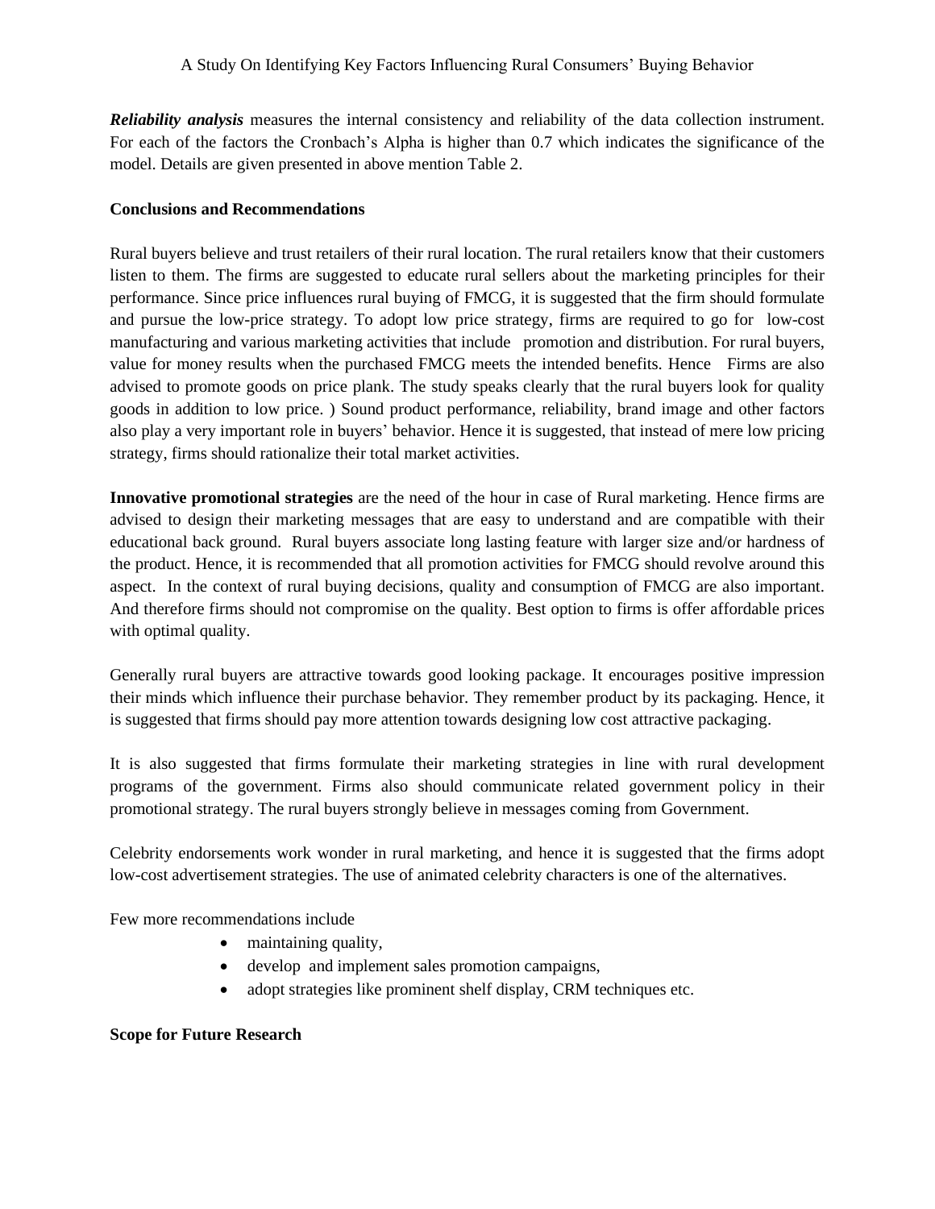***Reliability analysis*** measures the internal consistency and reliability of the data collection instrument. For each of the factors the Cronbach's Alpha is higher than 0.7 which indicates the significance of the model. Details are given presented in above mention Table 2.

**Conclusions and Recommendations**

Rural buyers believe and trust retailers of their rural location. The rural retailers know that their customers listen to them. The firms are suggested to educate rural sellers about the marketing principles for their performance. Since price influences rural buying of FMCG, it is suggested that the firm should formulate and pursue the low-price strategy. To adopt low price strategy, firms are required to go for low-cost manufacturing and various marketing activities that include promotion and distribution. For rural buyers, value for money results when the purchased FMCG meets the intended benefits. Hence Firms are also advised to promote goods on price plank. The study speaks clearly that the rural buyers look for quality goods in addition to low price. ) Sound product performance, reliability, brand image and other factors also play a very important role in buyers' behavior. Hence it is suggested, that instead of mere low pricing strategy, firms should rationalize their total market activities.

**Innovative promotional strategies** are the need of the hour in case of Rural marketing. Hence firms are advised to design their marketing messages that are easy to understand and are compatible with their educational back ground. Rural buyers associate long lasting feature with larger size and/or hardness of the product. Hence, it is recommended that all promotion activities for FMCG should revolve around this aspect. In the context of rural buying decisions, quality and consumption of FMCG are also important. And therefore firms should not compromise on the quality. Best option to firms is offer affordable prices with optimal quality.

Generally rural buyers are attractive towards good looking package. It encourages positive impression their minds which influence their purchase behavior. They remember product by its packaging. Hence, it is suggested that firms should pay more attention towards designing low cost attractive packaging.

It is also suggested that firms formulate their marketing strategies in line with rural development programs of the government. Firms also should communicate related government policy in their promotional strategy. The rural buyers strongly believe in messages coming from Government.

Celebrity endorsements work wonder in rural marketing, and hence it is suggested that the firms adopt low-cost advertisement strategies. The use of animated celebrity characters is one of the alternatives.

Few more recommendations include

- maintaining quality,
- develop and implement sales promotion campaigns,
- adopt strategies like prominent shelf display, CRM techniques etc.

**Scope for Future Research**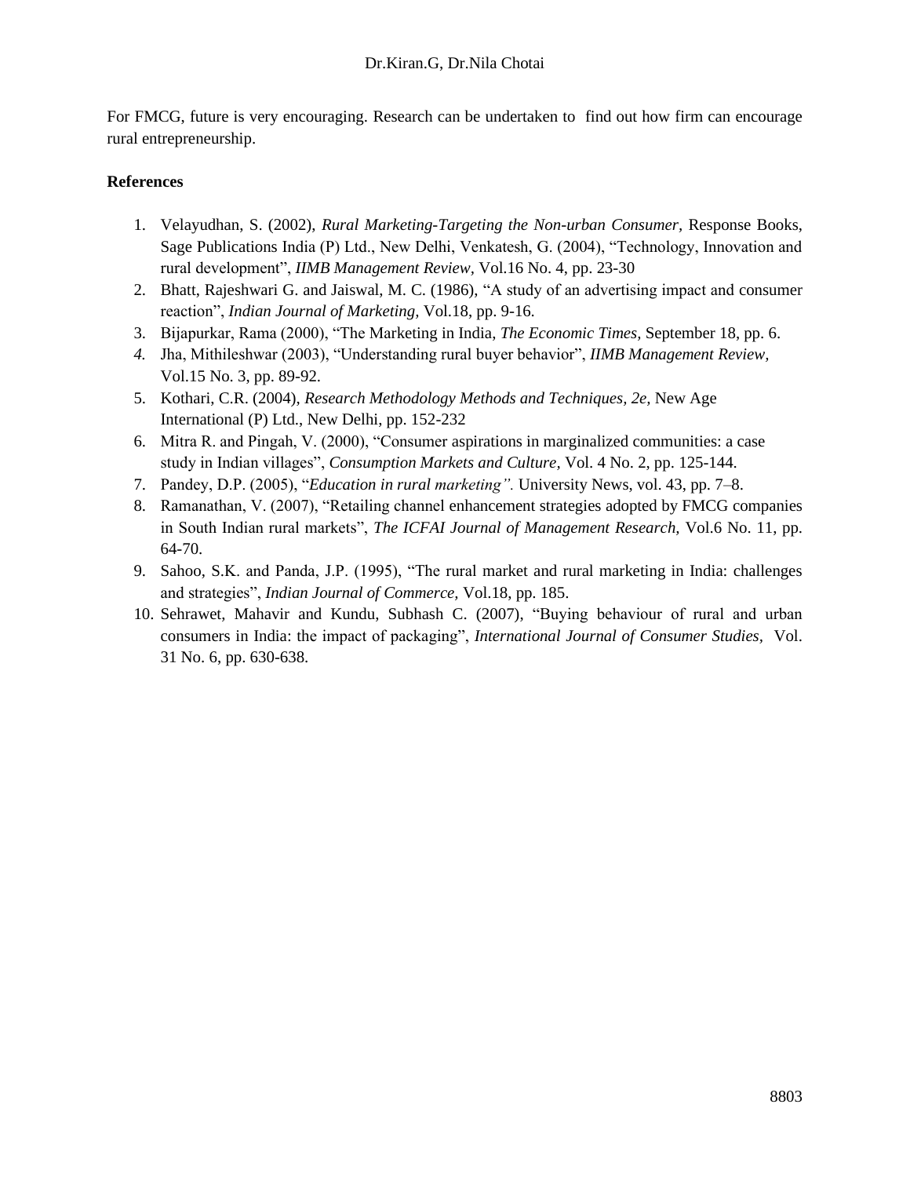For FMCG, future is very encouraging. Research can be undertaken to find out how firm can encourage rural entrepreneurship.

**References**

1. Velayudhan, S. (2002), *Rural Marketing-Targeting the Non-urban Consumer,* Response Books, Sage Publications India (P) Ltd., New Delhi, Venkatesh, G. (2004), "Technology, Innovation and rural development", *IIMB Management Review,* Vol.16 No. 4, pp. 23-30
2. Bhatt, Rajeshwari G. and Jaiswal, M. C. (1986), "A study of an advertising impact and consumer reaction", *Indian Journal of Marketing,* Vol.18, pp. 9-16.
3. Bijapurkar, Rama (2000), "The Marketing in India, *The Economic Times,* September 18, pp. 6.
4. Jha, Mithileshwar (2003), "Understanding rural buyer behavior", *IIMB Management Review,* Vol.15 No. 3, pp. 89-92.
5. Kothari, C.R. (2004), *Research Methodology Methods and Techniques, 2e,* New Age International (P) Ltd., New Delhi, pp. 152-232
6. Mitra R. and Pingah, V. (2000), "Consumer aspirations in marginalized communities: a case study in Indian villages", *Consumption Markets and Culture,* Vol. 4 No. 2, pp. 125-144.
7. Pandey, D.P. (2005), "*Education in rural marketing".* University News, vol. 43, pp. 7–8.
8. Ramanathan, V. (2007), "Retailing channel enhancement strategies adopted by FMCG companies in South Indian rural markets", *The ICFAI Journal of Management Research,* Vol.6 No. 11, pp. 64-70.
9. Sahoo, S.K. and Panda, J.P. (1995), "The rural market and rural marketing in India: challenges and strategies", *Indian Journal of Commerce,* Vol.18, pp. 185.
10. Sehrawet, Mahavir and Kundu, Subhash C. (2007), "Buying behaviour of rural and urban consumers in India: the impact of packaging", *International Journal of Consumer Studies,* Vol. 31 No. 6, pp. 630-638.